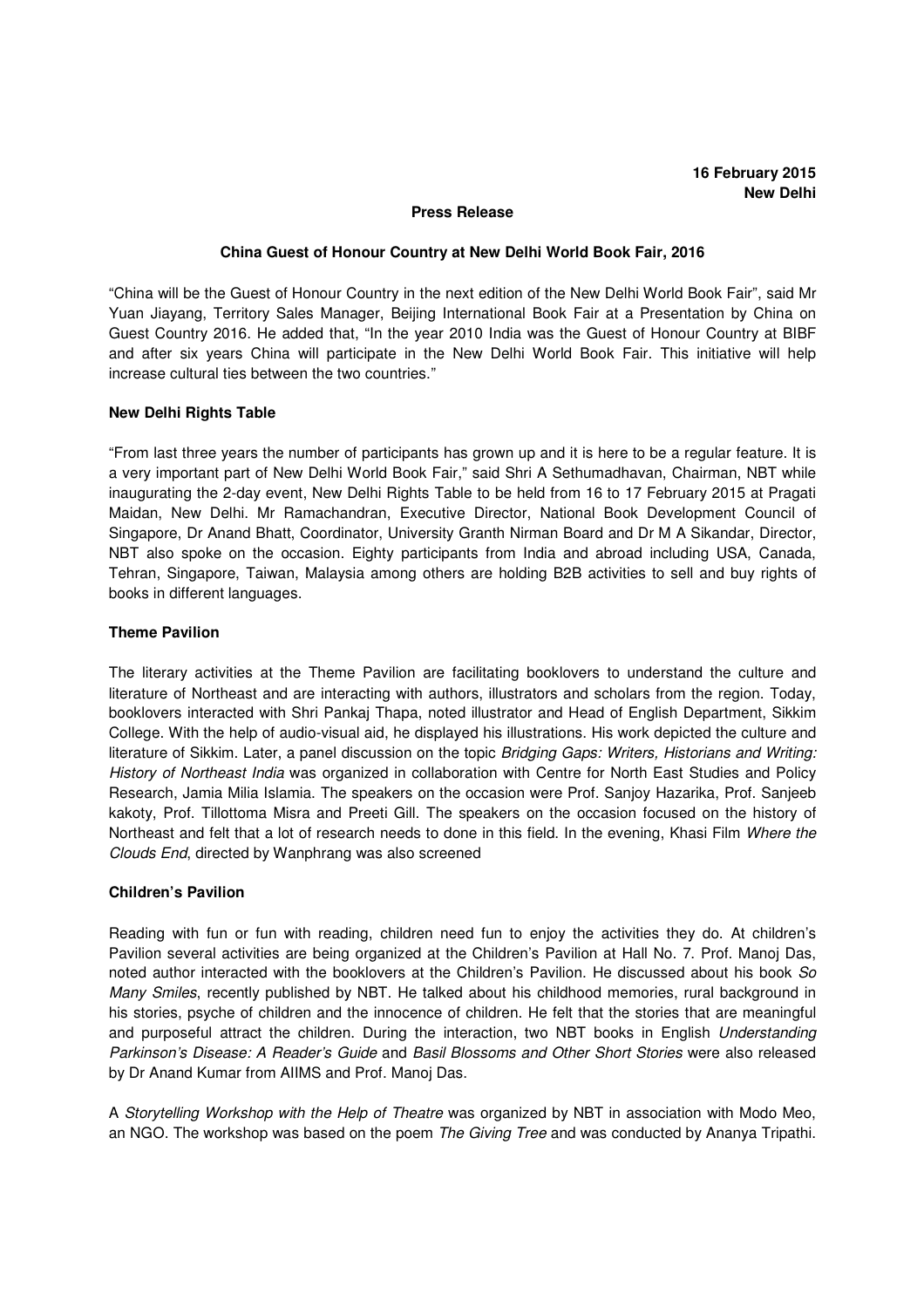**16 February 2015**
**New Delhi**

**Press Release**

**China Guest of Honour Country at New Delhi World Book Fair, 2016**

"China will be the Guest of Honour Country in the next edition of the New Delhi World Book Fair", said Mr Yuan Jiayang, Territory Sales Manager, Beijing International Book Fair at a Presentation by China on Guest Country 2016. He added that, "In the year 2010 India was the Guest of Honour Country at BIBF and after six years China will participate in the New Delhi World Book Fair. This initiative will help increase cultural ties between the two countries."

**New Delhi Rights Table**

"From last three years the number of participants has grown up and it is here to be a regular feature. It is a very important part of New Delhi World Book Fair," said Shri A Sethumadhavan, Chairman, NBT while inaugurating the 2-day event, New Delhi Rights Table to be held from 16 to 17 February 2015 at Pragati Maidan, New Delhi. Mr Ramachandran, Executive Director, National Book Development Council of Singapore, Dr Anand Bhatt, Coordinator, University Granth Nirman Board and Dr M A Sikandar, Director, NBT also spoke on the occasion. Eighty participants from India and abroad including USA, Canada, Tehran, Singapore, Taiwan, Malaysia among others are holding B2B activities to sell and buy rights of books in different languages.

**Theme Pavilion**

The literary activities at the Theme Pavilion are facilitating booklovers to understand the culture and literature of Northeast and are interacting with authors, illustrators and scholars from the region. Today, booklovers interacted with Shri Pankaj Thapa, noted illustrator and Head of English Department, Sikkim College. With the help of audio-visual aid, he displayed his illustrations. His work depicted the culture and literature of Sikkim. Later, a panel discussion on the topic *Bridging Gaps: Writers, Historians and Writing: History of Northeast India* was organized in collaboration with Centre for North East Studies and Policy Research, Jamia Milia Islamia. The speakers on the occasion were Prof. Sanjoy Hazarika, Prof. Sanjeeb kakoty, Prof. Tillottoma Misra and Preeti Gill. The speakers on the occasion focused on the history of Northeast and felt that a lot of research needs to done in this field. In the evening, Khasi Film *Where the Clouds End*, directed by Wanphrang was also screened

**Children's Pavilion**

Reading with fun or fun with reading, children need fun to enjoy the activities they do. At children's Pavilion several activities are being organized at the Children's Pavilion at Hall No. 7. Prof. Manoj Das, noted author interacted with the booklovers at the Children's Pavilion. He discussed about his book *So Many Smiles*, recently published by NBT. He talked about his childhood memories, rural background in his stories, psyche of children and the innocence of children. He felt that the stories that are meaningful and purposeful attract the children. During the interaction, two NBT books in English *Understanding Parkinson's Disease: A Reader's Guide* and *Basil Blossoms and Other Short Stories* were also released by Dr Anand Kumar from AIIMS and Prof. Manoj Das.

A *Storytelling Workshop with the Help of Theatre* was organized by NBT in association with Modo Meo, an NGO. The workshop was based on the poem *The Giving Tree* and was conducted by Ananya Tripathi.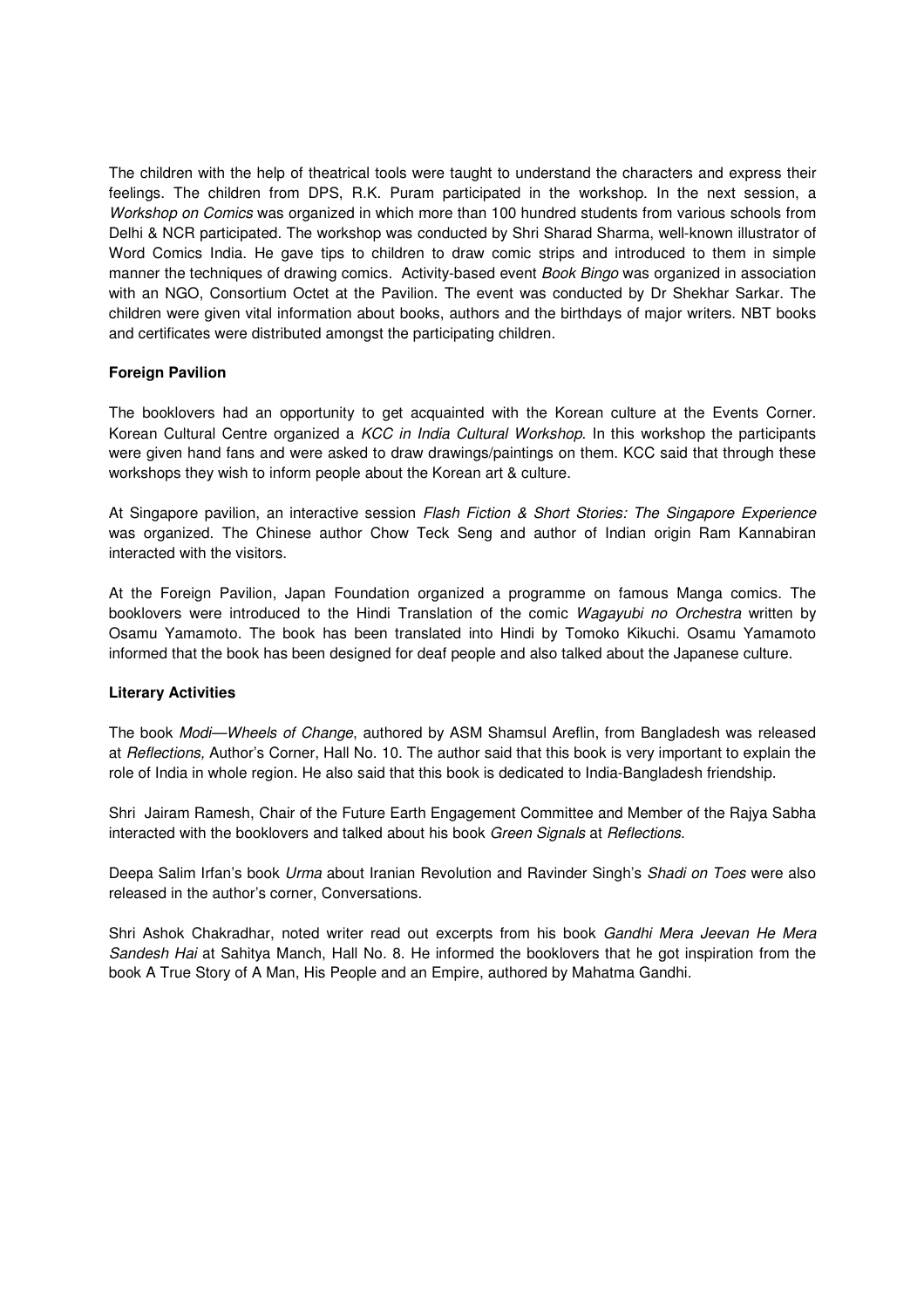The children with the help of theatrical tools were taught to understand the characters and express their feelings. The children from DPS, R.K. Puram participated in the workshop. In the next session, a *Workshop on Comics* was organized in which more than 100 hundred students from various schools from Delhi & NCR participated. The workshop was conducted by Shri Sharad Sharma, well-known illustrator of Word Comics India. He gave tips to children to draw comic strips and introduced to them in simple manner the techniques of drawing comics. Activity-based event *Book Bingo* was organized in association with an NGO, Consortium Octet at the Pavilion. The event was conducted by Dr Shekhar Sarkar. The children were given vital information about books, authors and the birthdays of major writers. NBT books and certificates were distributed amongst the participating children.

**Foreign Pavilion**

The booklovers had an opportunity to get acquainted with the Korean culture at the Events Corner. Korean Cultural Centre organized a *KCC in India Cultural Workshop*. In this workshop the participants were given hand fans and were asked to draw drawings/paintings on them. KCC said that through these workshops they wish to inform people about the Korean art & culture.

At Singapore pavilion, an interactive session *Flash Fiction & Short Stories: The Singapore Experience* was organized. The Chinese author Chow Teck Seng and author of Indian origin Ram Kannabiran interacted with the visitors.

At the Foreign Pavilion, Japan Foundation organized a programme on famous Manga comics. The booklovers were introduced to the Hindi Translation of the comic *Wagayubi no Orchestra* written by Osamu Yamamoto. The book has been translated into Hindi by Tomoko Kikuchi. Osamu Yamamoto informed that the book has been designed for deaf people and also talked about the Japanese culture.

**Literary Activities**

The book *Modi—Wheels of Change*, authored by ASM Shamsul Areflin, from Bangladesh was released at *Reflections,* Author's Corner, Hall No. 10. The author said that this book is very important to explain the role of India in whole region. He also said that this book is dedicated to India-Bangladesh friendship.

Shri Jairam Ramesh, Chair of the Future Earth Engagement Committee and Member of the Rajya Sabha interacted with the booklovers and talked about his book *Green Signals* at *Reflections*.

Deepa Salim Irfan's book *Urma* about Iranian Revolution and Ravinder Singh's *Shadi on Toes* were also released in the author's corner, Conversations.

Shri Ashok Chakradhar, noted writer read out excerpts from his book *Gandhi Mera Jeevan He Mera Sandesh Hai* at Sahitya Manch, Hall No. 8. He informed the booklovers that he got inspiration from the book A True Story of A Man, His People and an Empire, authored by Mahatma Gandhi.